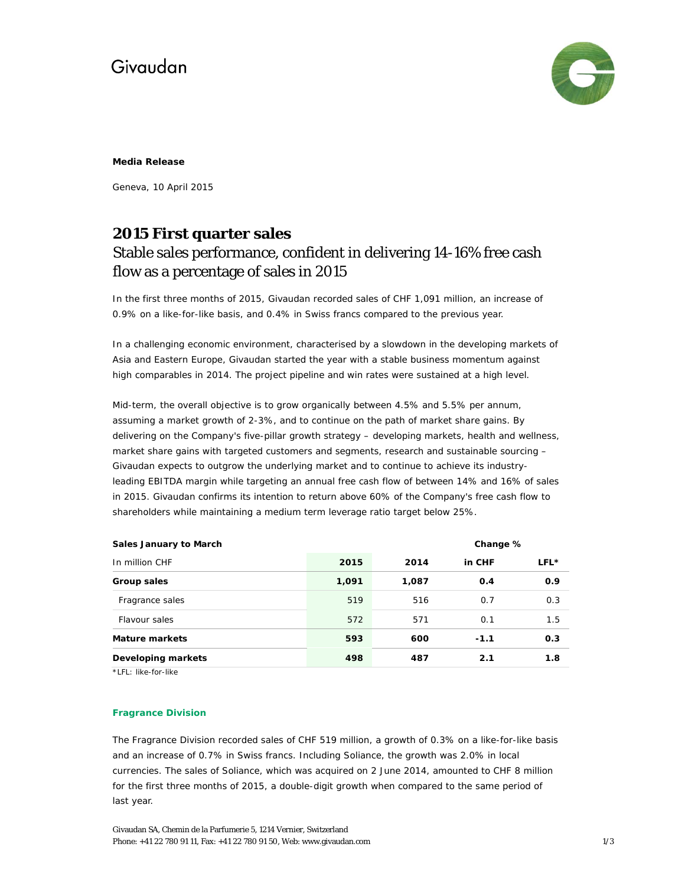Givaudan

**Media Release**

Geneva, 10 April 2015

# 2015 First quarter sales

## Stable sales performance, confident in delivering 14-16% free cash flow as a percentage of sales in 2015

In the first three months of 2015, Givaudan recorded sales of CHF 1,091 million, an increase of 0.9% on a like-for-like basis, and 0.4% in Swiss francs compared to the previous year.

In a challenging economic environment, characterised by a slowdown in the developing markets of Asia and Eastern Europe, Givaudan started the year with a stable business momentum against high comparables in 2014. The project pipeline and win rates were sustained at a high level.

Mid-term, the overall objective is to grow organically between 4.5% and 5.5% per annum, assuming a market growth of 2-3%, and to continue on the path of market share gains. By delivering on the Company's five-pillar growth strategy – developing markets, health and wellness, market share gains with targeted customers and segments, research and sustainable sourcing – Givaudan expects to outgrow the underlying market and to continue to achieve its industry-leading EBITDA margin while targeting an annual free cash flow of between 14% and 16% of sales in 2015. Givaudan confirms its intention to return above 60% of the Company's free cash flow to shareholders while maintaining a medium term leverage ratio target below 25%.

| **Sales January to March** | | | **Change %** | |
|---|---|---|---|---|
| In million CHF | **2015** | **2014** | **in CHF** | **LFL*** |
| **Group sales** | **1,091** | **1,087** | **0.4** | **0.9** |
| Fragrance sales | 519 | 516 | 0.7 | 0.3 |
| Flavour sales | 572 | 571 | 0.1 | 1.5 |
| **Mature markets** | **593** | **600** | **-1.1** | **0.3** |
| **Developing markets** | **498** | **487** | **2.1** | **1.8** |

*LFL: like-for-like

### Fragrance Division

The Fragrance Division recorded sales of CHF 519 million, a growth of 0.3% on a like-for-like basis and an increase of 0.7% in Swiss francs. Including Soliance, the growth was 2.0% in local currencies. The sales of Soliance, which was acquired on 2 June 2014, amounted to CHF 8 million for the first three months of 2015, a double-digit growth when compared to the same period of last year.

Givaudan SA, Chemin de la Parfumerie 5, 1214 Vernier, Switzerland
Phone: +41 22 780 91 11, Fax: +41 22 780 91 50, Web: www.givaudan.com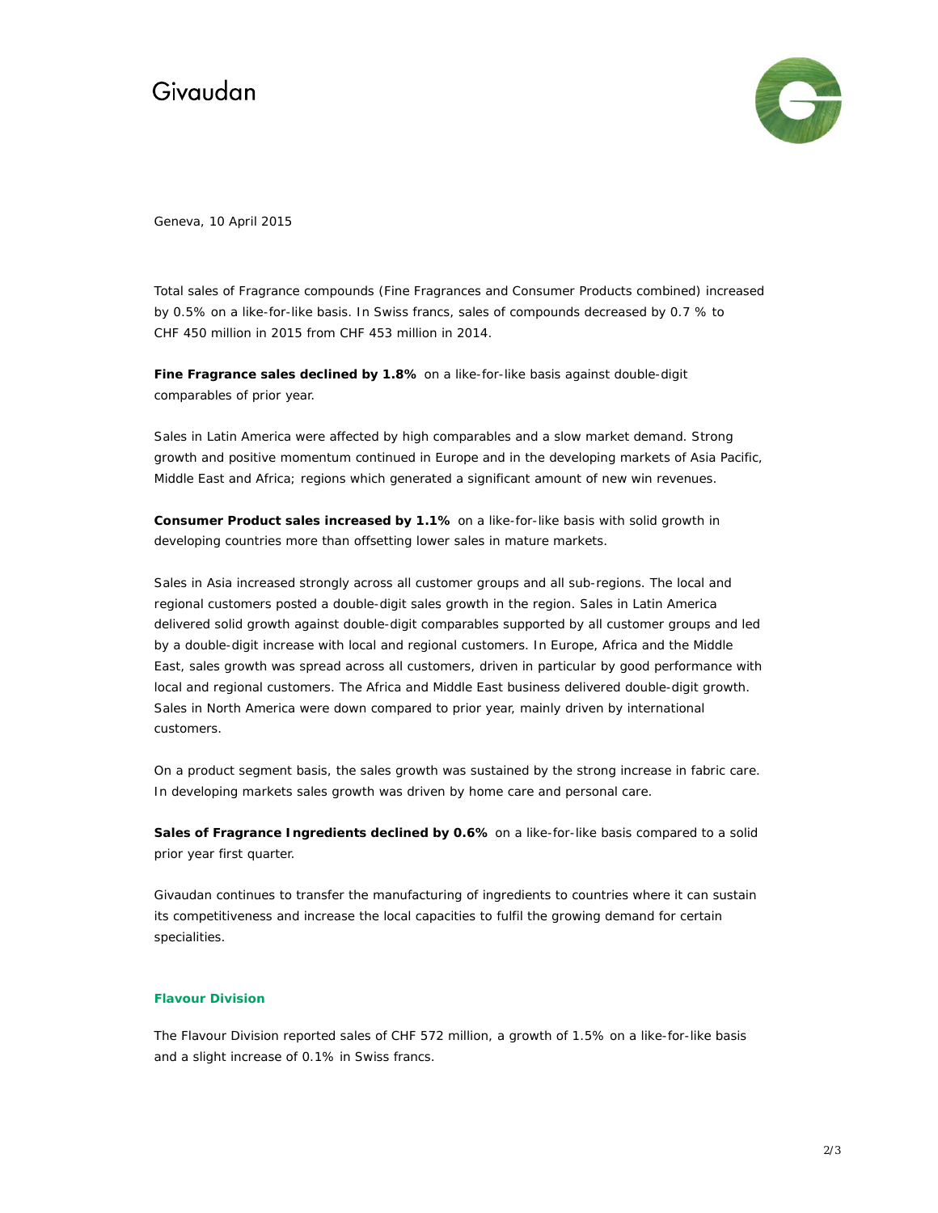Givaudan

Geneva, 10 April 2015

Total sales of Fragrance compounds (Fine Fragrances and Consumer Products combined) increased by 0.5% on a like-for-like basis. In Swiss francs, sales of compounds decreased by 0.7 % to CHF 450 million in 2015 from CHF 453 million in 2014.

**Fine Fragrance sales declined by 1.8%** on a like-for-like basis against double-digit comparables of prior year.

Sales in Latin America were affected by high comparables and a slow market demand. Strong growth and positive momentum continued in Europe and in the developing markets of Asia Pacific, Middle East and Africa; regions which generated a significant amount of new win revenues.

**Consumer Product sales increased by 1.1%** on a like-for-like basis with solid growth in developing countries more than offsetting lower sales in mature markets.

Sales in Asia increased strongly across all customer groups and all sub-regions. The local and regional customers posted a double-digit sales growth in the region. Sales in Latin America delivered solid growth against double-digit comparables supported by all customer groups and led by a double-digit increase with local and regional customers. In Europe, Africa and the Middle East, sales growth was spread across all customers, driven in particular by good performance with local and regional customers. The Africa and Middle East business delivered double-digit growth. Sales in North America were down compared to prior year, mainly driven by international customers.

On a product segment basis, the sales growth was sustained by the strong increase in fabric care. In developing markets sales growth was driven by home care and personal care.

**Sales of Fragrance Ingredients declined by 0.6%** on a like-for-like basis compared to a solid prior year first quarter.

Givaudan continues to transfer the manufacturing of ingredients to countries where it can sustain its competitiveness and increase the local capacities to fulfil the growing demand for certain specialities.

### Flavour Division

The Flavour Division reported sales of CHF 572 million, a growth of 1.5% on a like-for-like basis and a slight increase of 0.1% in Swiss francs.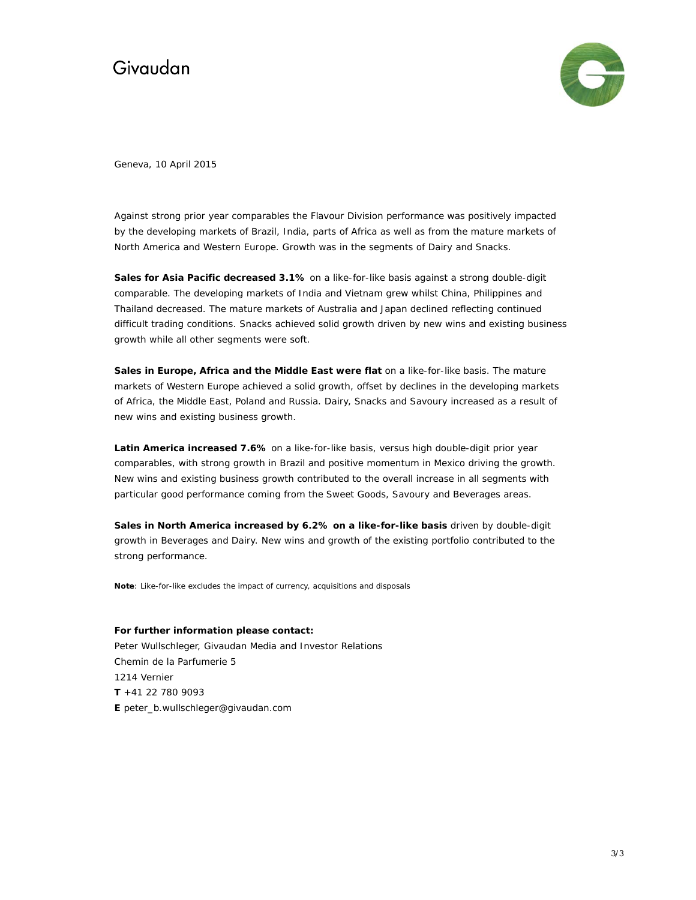Geneva, 10 April 2015

Against strong prior year comparables the Flavour Division performance was positively impacted by the developing markets of Brazil, India, parts of Africa as well as from the mature markets of North America and Western Europe. Growth was in the segments of Dairy and Snacks.

**Sales for Asia Pacific decreased 3.1%** on a like-for-like basis against a strong double-digit comparable. The developing markets of India and Vietnam grew whilst China, Philippines and Thailand decreased. The mature markets of Australia and Japan declined reflecting continued difficult trading conditions. Snacks achieved solid growth driven by new wins and existing business growth while all other segments were soft.

**Sales in Europe, Africa and the Middle East were flat** on a like-for-like basis. The mature markets of Western Europe achieved a solid growth, offset by declines in the developing markets of Africa, the Middle East, Poland and Russia. Dairy, Snacks and Savoury increased as a result of new wins and existing business growth.

**Latin America increased 7.6%** on a like-for-like basis, versus high double-digit prior year comparables, with strong growth in Brazil and positive momentum in Mexico driving the growth. New wins and existing business growth contributed to the overall increase in all segments with particular good performance coming from the Sweet Goods, Savoury and Beverages areas.

**Sales in North America increased by 6.2% on a like-for-like basis** driven by double-digit growth in Beverages and Dairy. New wins and growth of the existing portfolio contributed to the strong performance.

**Note**: Like-for-like excludes the impact of currency, acquisitions and disposals

**For further information please contact:**
Peter Wullschleger, Givaudan Media and Investor Relations
Chemin de la Parfumerie 5
1214 Vernier
**T** +41 22 780 9093
**E** peter_b.wullschleger@givaudan.com